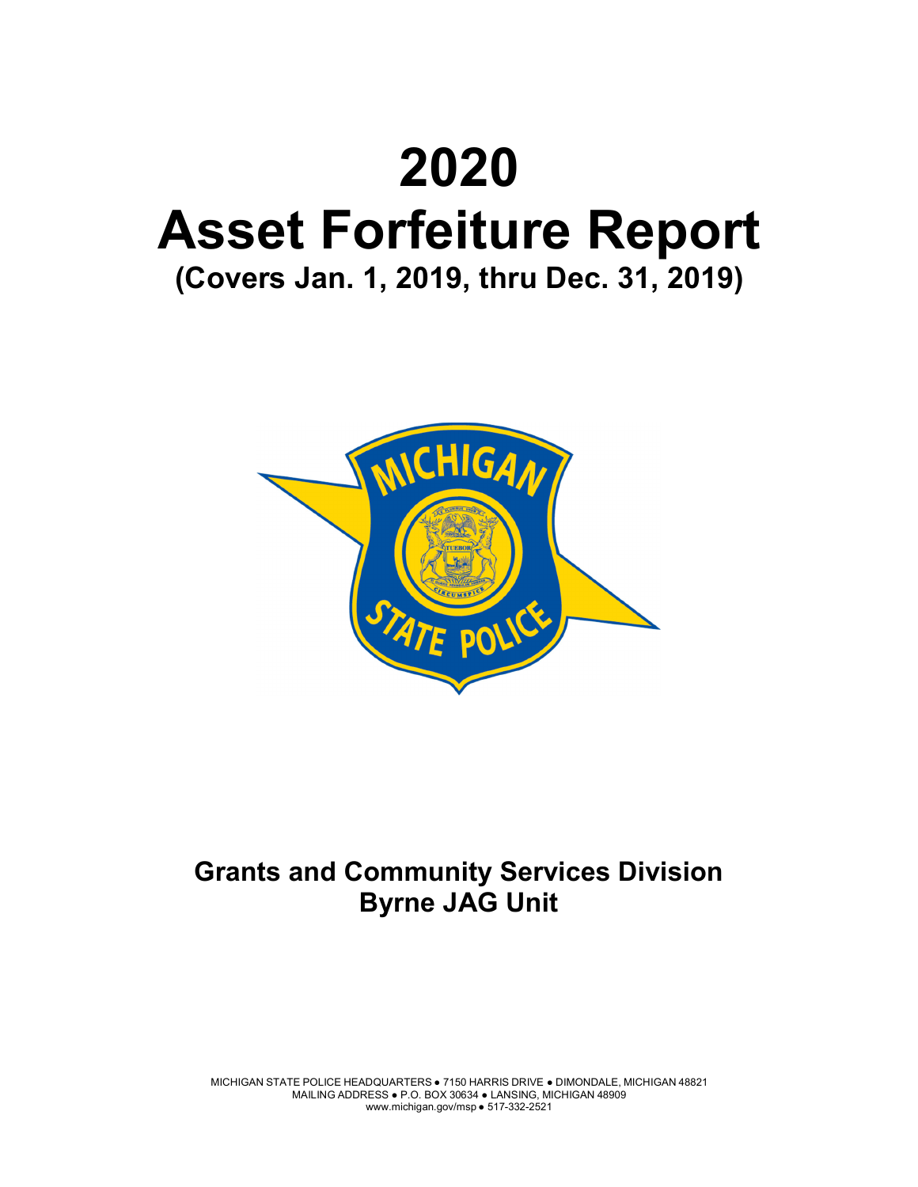# 2020

# Asset Forfeiture Report

**(Covers Jan. 1, 2019, thru Dec. 31, 2019)**

**Grants and Community Services Division**
**Byrne JAG Unit**

MICHIGAN STATE POLICE HEADQUARTERS ● 7150 HARRIS DRIVE ● DIMONDALE, MICHIGAN 48821
MAILING ADDRESS ● P.O. BOX 30634 ● LANSING, MICHIGAN 48909
www.michigan.gov/msp ● 517-332-2521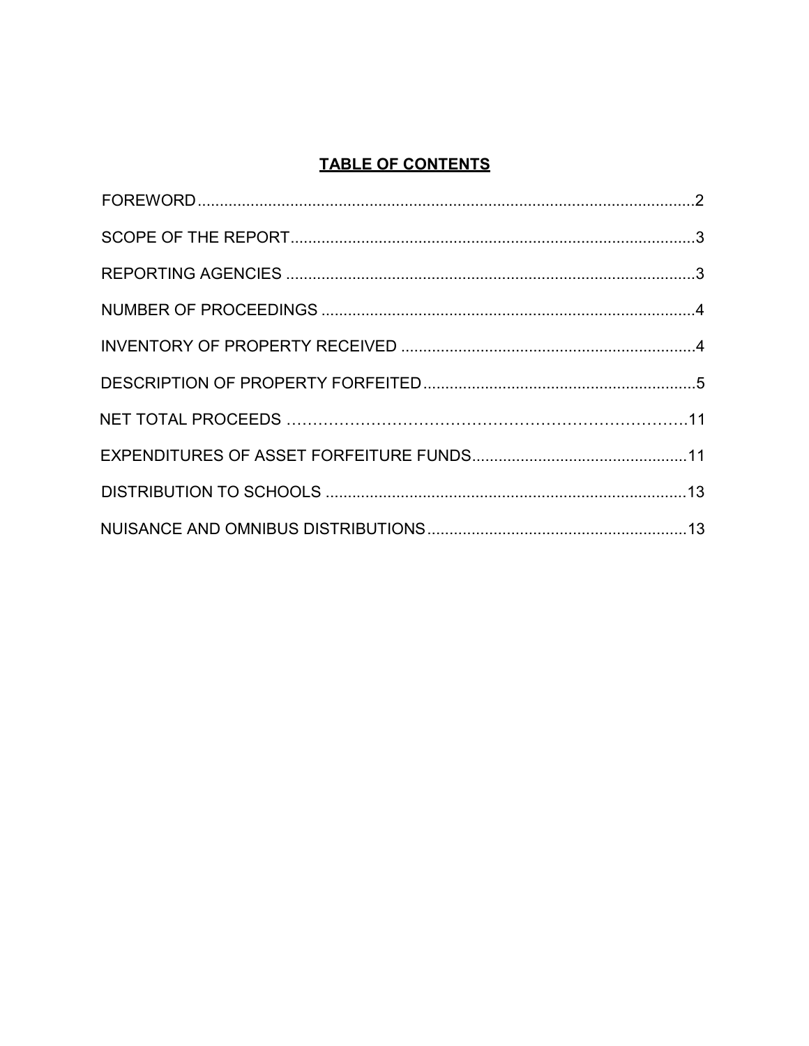# TABLE OF CONTENTS

FOREWORD....................................................................................................................2

SCOPE OF THE REPORT..............................................................................................3

REPORTING AGENCIES ..............................................................................................3

NUMBER OF PROCEEDINGS ......................................................................................4

INVENTORY OF PROPERTY RECEIVED ....................................................................4

DESCRIPTION OF PROPERTY FORFEITED...............................................................5

NET TOTAL PROCEEDS ……………………………………………………………………11

EXPENDITURES OF ASSET FORFEITURE FUNDS..................................................11

DISTRIBUTION TO SCHOOLS ...................................................................................13

NUISANCE AND OMNIBUS DISTRIBUTIONS............................................................13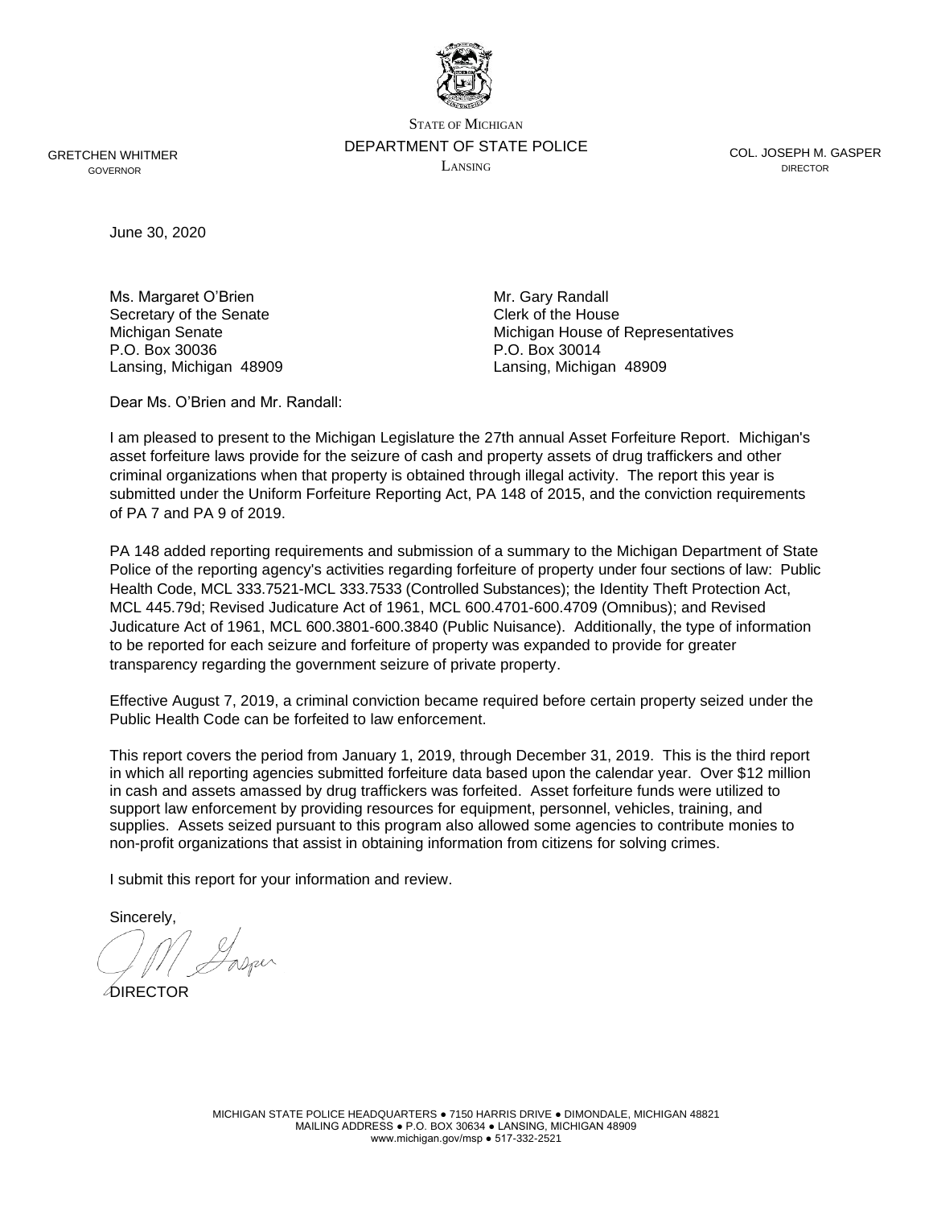STATE OF MICHIGAN
DEPARTMENT OF STATE POLICE
LANSING

GRETCHEN WHITMER
GOVERNOR

COL. JOSEPH M. GASPER
DIRECTOR

June 30, 2020

Ms. Margaret O'Brien
Secretary of the Senate
Michigan Senate
P.O. Box 30036
Lansing, Michigan 48909

Mr. Gary Randall
Clerk of the House
Michigan House of Representatives
P.O. Box 30014
Lansing, Michigan 48909

Dear Ms. O'Brien and Mr. Randall:

I am pleased to present to the Michigan Legislature the 27th annual Asset Forfeiture Report. Michigan's asset forfeiture laws provide for the seizure of cash and property assets of drug traffickers and other criminal organizations when that property is obtained through illegal activity. The report this year is submitted under the Uniform Forfeiture Reporting Act, PA 148 of 2015, and the conviction requirements of PA 7 and PA 9 of 2019.

PA 148 added reporting requirements and submission of a summary to the Michigan Department of State Police of the reporting agency's activities regarding forfeiture of property under four sections of law: Public Health Code, MCL 333.7521-MCL 333.7533 (Controlled Substances); the Identity Theft Protection Act, MCL 445.79d; Revised Judicature Act of 1961, MCL 600.4701-600.4709 (Omnibus); and Revised Judicature Act of 1961, MCL 600.3801-600.3840 (Public Nuisance). Additionally, the type of information to be reported for each seizure and forfeiture of property was expanded to provide for greater transparency regarding the government seizure of private property.

Effective August 7, 2019, a criminal conviction became required before certain property seized under the Public Health Code can be forfeited to law enforcement.

This report covers the period from January 1, 2019, through December 31, 2019. This is the third report in which all reporting agencies submitted forfeiture data based upon the calendar year. Over $12 million in cash and assets amassed by drug traffickers was forfeited. Asset forfeiture funds were utilized to support law enforcement by providing resources for equipment, personnel, vehicles, training, and supplies. Assets seized pursuant to this program also allowed some agencies to contribute monies to non-profit organizations that assist in obtaining information from citizens for solving crimes.

I submit this report for your information and review.

Sincerely,

DIRECTOR

MICHIGAN STATE POLICE HEADQUARTERS ● 7150 HARRIS DRIVE ● DIMONDALE, MICHIGAN 48821
MAILING ADDRESS ● P.O. BOX 30634 ● LANSING, MICHIGAN 48909
www.michigan.gov/msp ● 517-332-2521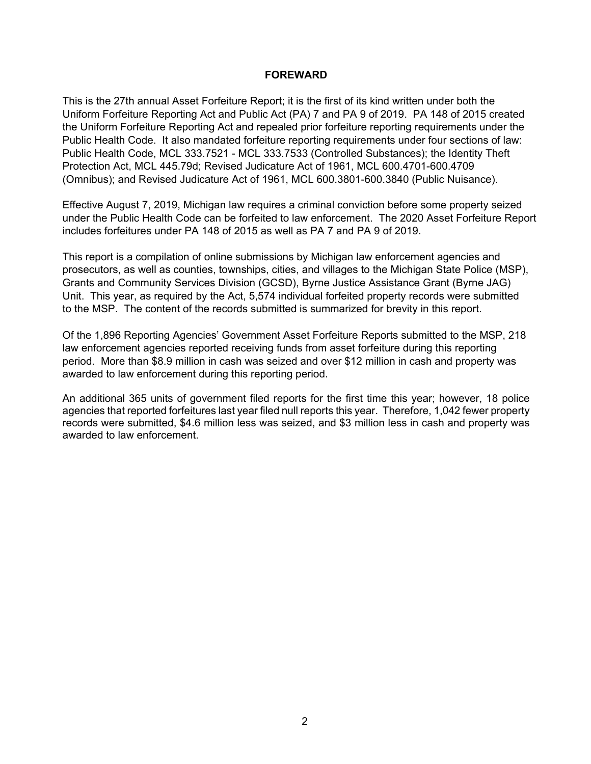## FOREWARD

This is the 27th annual Asset Forfeiture Report; it is the first of its kind written under both the Uniform Forfeiture Reporting Act and Public Act (PA) 7 and PA 9 of 2019. PA 148 of 2015 created the Uniform Forfeiture Reporting Act and repealed prior forfeiture reporting requirements under the Public Health Code. It also mandated forfeiture reporting requirements under four sections of law: Public Health Code, MCL 333.7521 - MCL 333.7533 (Controlled Substances); the Identity Theft Protection Act, MCL 445.79d; Revised Judicature Act of 1961, MCL 600.4701-600.4709 (Omnibus); and Revised Judicature Act of 1961, MCL 600.3801-600.3840 (Public Nuisance).

Effective August 7, 2019, Michigan law requires a criminal conviction before some property seized under the Public Health Code can be forfeited to law enforcement. The 2020 Asset Forfeiture Report includes forfeitures under PA 148 of 2015 as well as PA 7 and PA 9 of 2019.

This report is a compilation of online submissions by Michigan law enforcement agencies and prosecutors, as well as counties, townships, cities, and villages to the Michigan State Police (MSP), Grants and Community Services Division (GCSD), Byrne Justice Assistance Grant (Byrne JAG) Unit. This year, as required by the Act, 5,574 individual forfeited property records were submitted to the MSP. The content of the records submitted is summarized for brevity in this report.

Of the 1,896 Reporting Agencies' Government Asset Forfeiture Reports submitted to the MSP, 218 law enforcement agencies reported receiving funds from asset forfeiture during this reporting period. More than $8.9 million in cash was seized and over $12 million in cash and property was awarded to law enforcement during this reporting period.

An additional 365 units of government filed reports for the first time this year; however, 18 police agencies that reported forfeitures last year filed null reports this year. Therefore, 1,042 fewer property records were submitted, $4.6 million less was seized, and $3 million less in cash and property was awarded to law enforcement.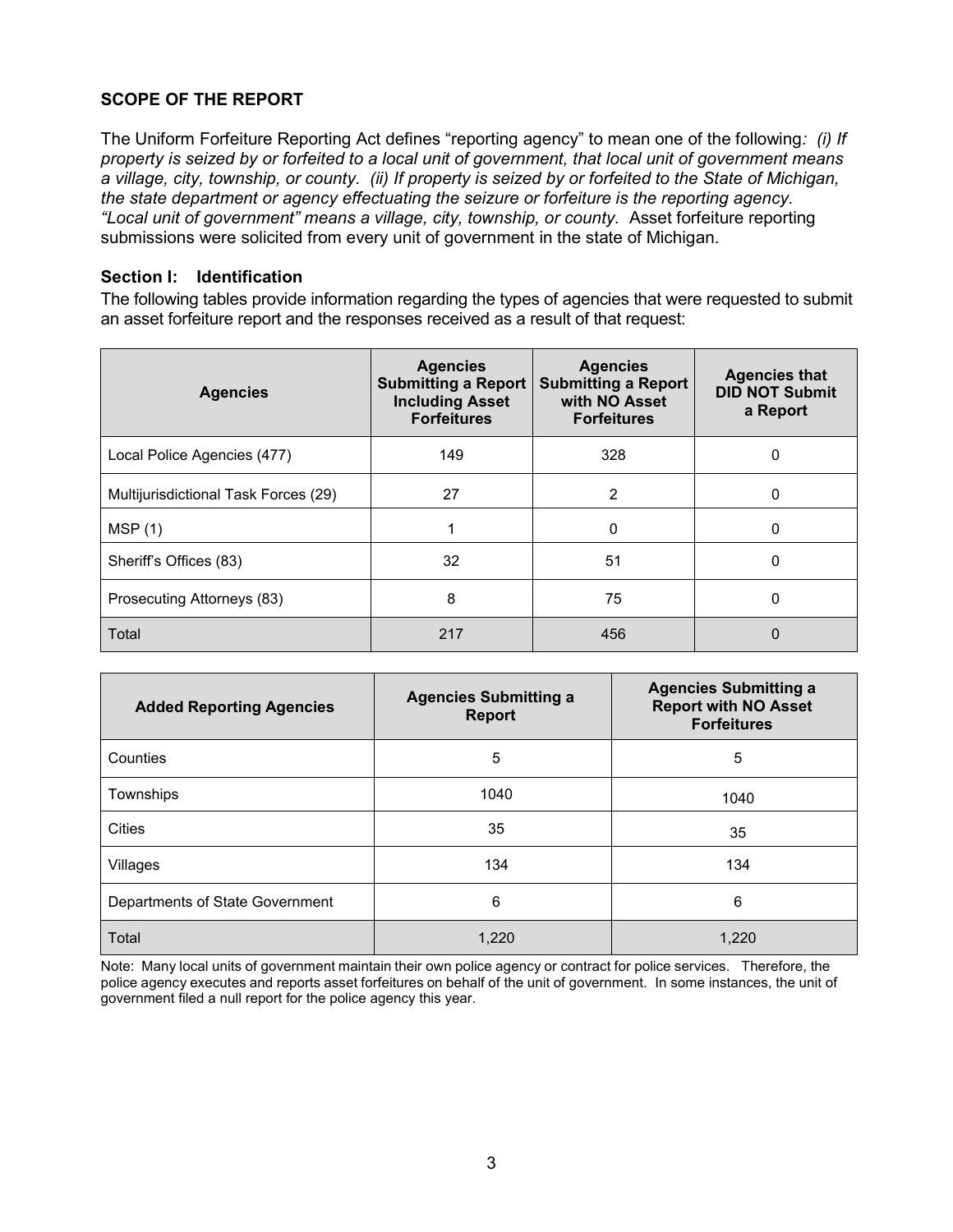## SCOPE OF THE REPORT

The Uniform Forfeiture Reporting Act defines "reporting agency" to mean one of the following*: (i) If property is seized by or forfeited to a local unit of government, that local unit of government means a village, city, township, or county. (ii) If property is seized by or forfeited to the State of Michigan, the state department or agency effectuating the seizure or forfeiture is the reporting agency. "Local unit of government" means a village, city, township, or county.* Asset forfeiture reporting submissions were solicited from every unit of government in the state of Michigan.

### Section I: Identification

The following tables provide information regarding the types of agencies that were requested to submit an asset forfeiture report and the responses received as a result of that request:

| Agencies | Agencies Submitting a Report Including Asset Forfeitures | Agencies Submitting a Report with NO Asset Forfeitures | Agencies that DID NOT Submit a Report |
|---|---|---|---|
| Local Police Agencies (477) | 149 | 328 | 0 |
| Multijurisdictional Task Forces (29) | 27 | 2 | 0 |
| MSP (1) | 1 | 0 | 0 |
| Sheriff's Offices (83) | 32 | 51 | 0 |
| Prosecuting Attorneys (83) | 8 | 75 | 0 |
| Total | 217 | 456 | 0 |

| Added Reporting Agencies | Agencies Submitting a Report | Agencies Submitting a Report with NO Asset Forfeitures |
|---|---|---|
| Counties | 5 | 5 |
| Townships | 1040 | 1040 |
| Cities | 35 | 35 |
| Villages | 134 | 134 |
| Departments of State Government | 6 | 6 |
| Total | 1,220 | 1,220 |

Note: Many local units of government maintain their own police agency or contract for police services. Therefore, the police agency executes and reports asset forfeitures on behalf of the unit of government. In some instances, the unit of government filed a null report for the police agency this year.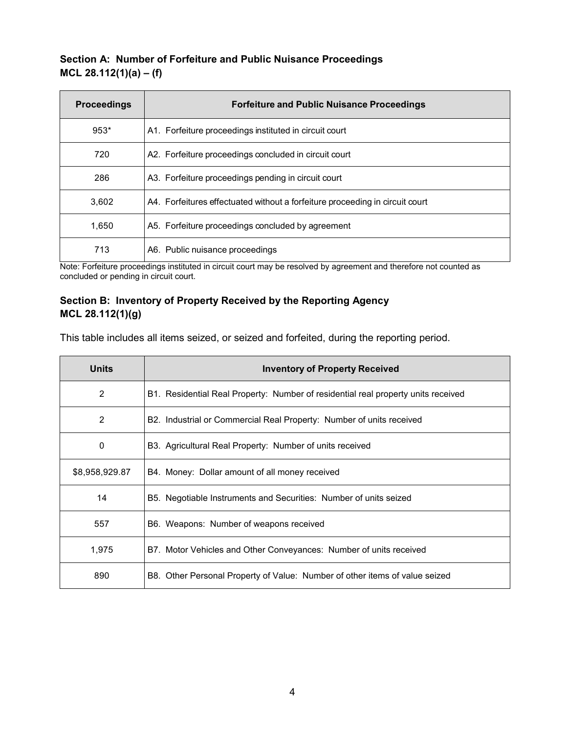## Section A: Number of Forfeiture and Public Nuisance Proceedings
## MCL 28.112(1)(a) – (f)

| Proceedings | Forfeiture and Public Nuisance Proceedings |
|---|---|
| 953* | A1. Forfeiture proceedings instituted in circuit court |
| 720 | A2. Forfeiture proceedings concluded in circuit court |
| 286 | A3. Forfeiture proceedings pending in circuit court |
| 3,602 | A4. Forfeitures effectuated without a forfeiture proceeding in circuit court |
| 1,650 | A5. Forfeiture proceedings concluded by agreement |
| 713 | A6. Public nuisance proceedings |

Note: Forfeiture proceedings instituted in circuit court may be resolved by agreement and therefore not counted as concluded or pending in circuit court.

## Section B: Inventory of Property Received by the Reporting Agency
## MCL 28.112(1)(g)

This table includes all items seized, or seized and forfeited, during the reporting period.

| Units | Inventory of Property Received |
|---|---|
| 2 | B1. Residential Real Property: Number of residential real property units received |
| 2 | B2. Industrial or Commercial Real Property: Number of units received |
| 0 | B3. Agricultural Real Property: Number of units received |
| $8,958,929.87 | B4. Money: Dollar amount of all money received |
| 14 | B5. Negotiable Instruments and Securities: Number of units seized |
| 557 | B6. Weapons: Number of weapons received |
| 1,975 | B7. Motor Vehicles and Other Conveyances: Number of units received |
| 890 | B8. Other Personal Property of Value: Number of other items of value seized |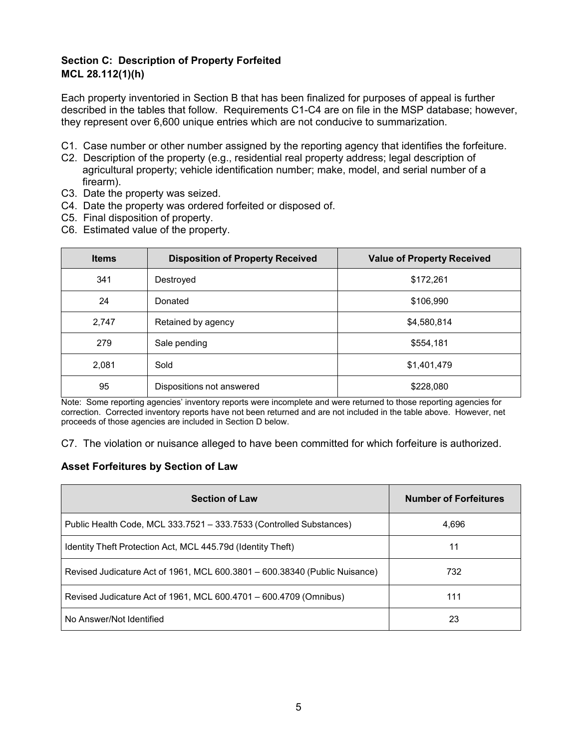### Section C: Description of Property Forfeited
### MCL 28.112(1)(h)

Each property inventoried in Section B that has been finalized for purposes of appeal is further described in the tables that follow. Requirements C1-C4 are on file in the MSP database; however, they represent over 6,600 unique entries which are not conducive to summarization.

- C1. Case number or other number assigned by the reporting agency that identifies the forfeiture.
- C2. Description of the property (e.g., residential real property address; legal description of agricultural property; vehicle identification number; make, model, and serial number of a firearm).
- C3. Date the property was seized.
- C4. Date the property was ordered forfeited or disposed of.
- C5. Final disposition of property.
- C6. Estimated value of the property.

| Items | Disposition of Property Received | Value of Property Received |
|---|---|---|
| 341 | Destroyed | $172,261 |
| 24 | Donated | $106,990 |
| 2,747 | Retained by agency | $4,580,814 |
| 279 | Sale pending | $554,181 |
| 2,081 | Sold | $1,401,479 |
| 95 | Dispositions not answered | $228,080 |

Note: Some reporting agencies' inventory reports were incomplete and were returned to those reporting agencies for correction. Corrected inventory reports have not been returned and are not included in the table above. However, net proceeds of those agencies are included in Section D below.

- C7. The violation or nuisance alleged to have been committed for which forfeiture is authorized.

### Asset Forfeitures by Section of Law

| Section of Law | Number of Forfeitures |
|---|---|
| Public Health Code, MCL 333.7521 – 333.7533 (Controlled Substances) | 4,696 |
| Identity Theft Protection Act, MCL 445.79d (Identity Theft) | 11 |
| Revised Judicature Act of 1961, MCL 600.3801 – 600.38340 (Public Nuisance) | 732 |
| Revised Judicature Act of 1961, MCL 600.4701 – 600.4709 (Omnibus) | 111 |
| No Answer/Not Identified | 23 |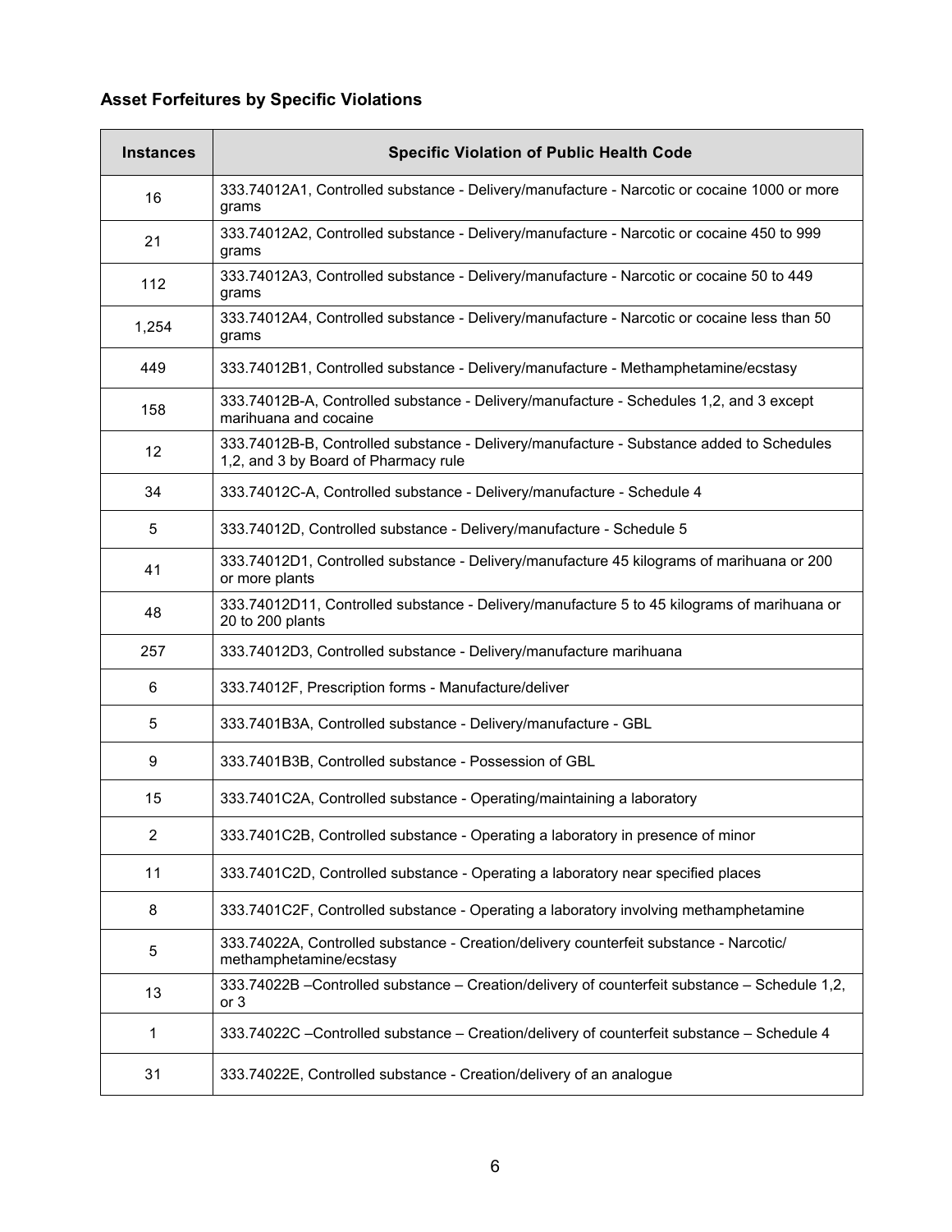### Asset Forfeitures by Specific Violations

| Instances | Specific Violation of Public Health Code |
|---|---|
| 16 | 333.74012A1, Controlled substance - Delivery/manufacture - Narcotic or cocaine 1000 or more grams |
| 21 | 333.74012A2, Controlled substance - Delivery/manufacture - Narcotic or cocaine 450 to 999 grams |
| 112 | 333.74012A3, Controlled substance - Delivery/manufacture - Narcotic or cocaine 50 to 449 grams |
| 1,254 | 333.74012A4, Controlled substance - Delivery/manufacture - Narcotic or cocaine less than 50 grams |
| 449 | 333.74012B1, Controlled substance - Delivery/manufacture - Methamphetamine/ecstasy |
| 158 | 333.74012B-A, Controlled substance - Delivery/manufacture - Schedules 1,2, and 3 except marihuana and cocaine |
| 12 | 333.74012B-B, Controlled substance - Delivery/manufacture - Substance added to Schedules 1,2, and 3 by Board of Pharmacy rule |
| 34 | 333.74012C-A, Controlled substance - Delivery/manufacture - Schedule 4 |
| 5 | 333.74012D, Controlled substance - Delivery/manufacture - Schedule 5 |
| 41 | 333.74012D1, Controlled substance - Delivery/manufacture 45 kilograms of marihuana or 200 or more plants |
| 48 | 333.74012D11, Controlled substance - Delivery/manufacture 5 to 45 kilograms of marihuana or 20 to 200 plants |
| 257 | 333.74012D3, Controlled substance - Delivery/manufacture marihuana |
| 6 | 333.74012F, Prescription forms - Manufacture/deliver |
| 5 | 333.7401B3A, Controlled substance - Delivery/manufacture - GBL |
| 9 | 333.7401B3B, Controlled substance - Possession of GBL |
| 15 | 333.7401C2A, Controlled substance - Operating/maintaining a laboratory |
| 2 | 333.7401C2B, Controlled substance - Operating a laboratory in presence of minor |
| 11 | 333.7401C2D, Controlled substance - Operating a laboratory near specified places |
| 8 | 333.7401C2F, Controlled substance - Operating a laboratory involving methamphetamine |
| 5 | 333.74022A, Controlled substance - Creation/delivery counterfeit substance - Narcotic/ methamphetamine/ecstasy |
| 13 | 333.74022B –Controlled substance – Creation/delivery of counterfeit substance – Schedule 1,2, or 3 |
| 1 | 333.74022C –Controlled substance – Creation/delivery of counterfeit substance – Schedule 4 |
| 31 | 333.74022E, Controlled substance - Creation/delivery of an analogue |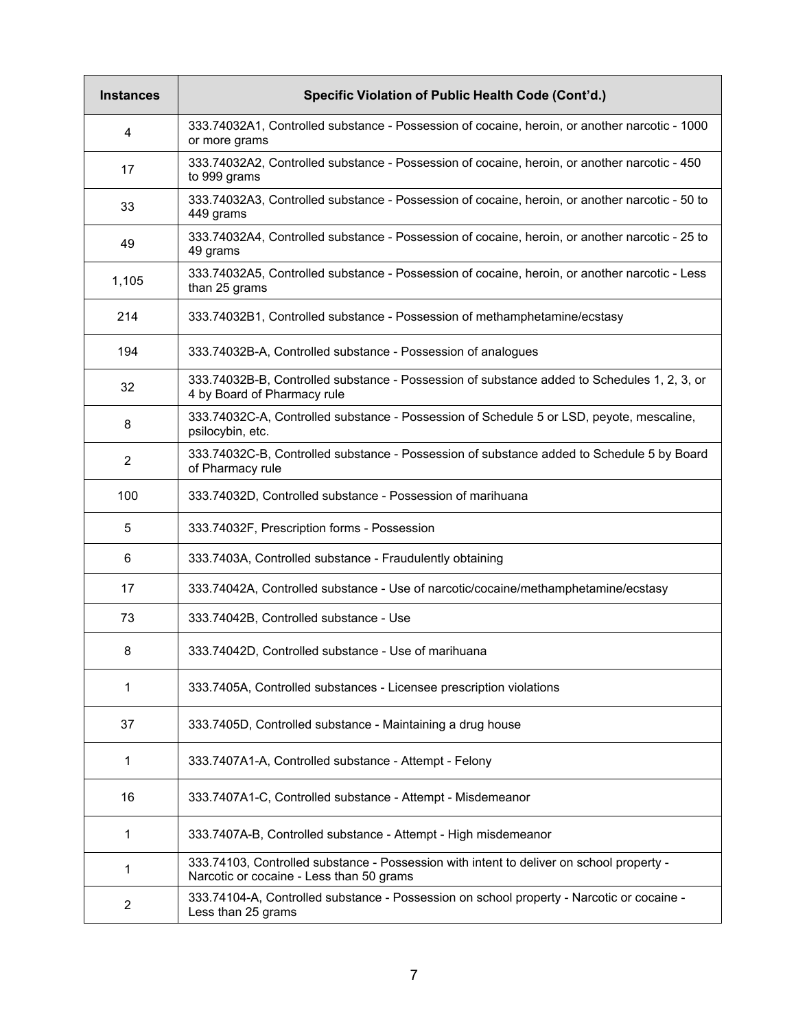| Instances | Specific Violation of Public Health Code (Cont'd.) |
|---|---|
| 4 | 333.74032A1, Controlled substance - Possession of cocaine, heroin, or another narcotic - 1000 or more grams |
| 17 | 333.74032A2, Controlled substance - Possession of cocaine, heroin, or another narcotic - 450 to 999 grams |
| 33 | 333.74032A3, Controlled substance - Possession of cocaine, heroin, or another narcotic - 50 to 449 grams |
| 49 | 333.74032A4, Controlled substance - Possession of cocaine, heroin, or another narcotic - 25 to 49 grams |
| 1,105 | 333.74032A5, Controlled substance - Possession of cocaine, heroin, or another narcotic - Less than 25 grams |
| 214 | 333.74032B1, Controlled substance - Possession of methamphetamine/ecstasy |
| 194 | 333.74032B-A, Controlled substance - Possession of analogues |
| 32 | 333.74032B-B, Controlled substance - Possession of substance added to Schedules 1, 2, 3, or 4 by Board of Pharmacy rule |
| 8 | 333.74032C-A, Controlled substance - Possession of Schedule 5 or LSD, peyote, mescaline, psilocybin, etc. |
| 2 | 333.74032C-B, Controlled substance - Possession of substance added to Schedule 5 by Board of Pharmacy rule |
| 100 | 333.74032D, Controlled substance - Possession of marihuana |
| 5 | 333.74032F, Prescription forms - Possession |
| 6 | 333.7403A, Controlled substance - Fraudulently obtaining |
| 17 | 333.74042A, Controlled substance - Use of narcotic/cocaine/methamphetamine/ecstasy |
| 73 | 333.74042B, Controlled substance - Use |
| 8 | 333.74042D, Controlled substance - Use of marihuana |
| 1 | 333.7405A, Controlled substances - Licensee prescription violations |
| 37 | 333.7405D, Controlled substance - Maintaining a drug house |
| 1 | 333.7407A1-A, Controlled substance - Attempt - Felony |
| 16 | 333.7407A1-C, Controlled substance - Attempt - Misdemeanor |
| 1 | 333.7407A-B, Controlled substance - Attempt - High misdemeanor |
| 1 | 333.74103, Controlled substance - Possession with intent to deliver on school property - Narcotic or cocaine - Less than 50 grams |
| 2 | 333.74104-A, Controlled substance - Possession on school property - Narcotic or cocaine - Less than 25 grams |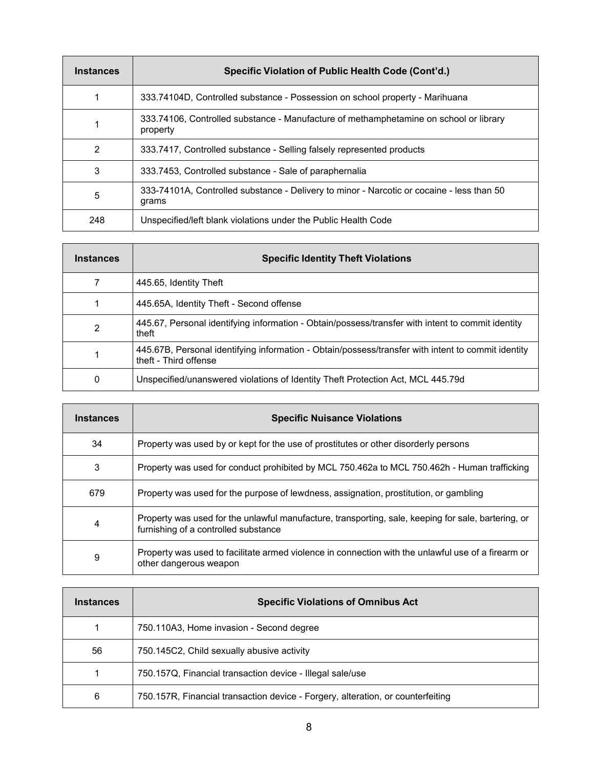| Instances | Specific Violation of Public Health Code (Cont'd.) |
|---|---|
| 1 | 333.74104D, Controlled substance - Possession on school property - Marihuana |
| 1 | 333.74106, Controlled substance - Manufacture of methamphetamine on school or library property |
| 2 | 333.7417, Controlled substance - Selling falsely represented products |
| 3 | 333.7453, Controlled substance - Sale of paraphernalia |
| 5 | 333-74101A, Controlled substance - Delivery to minor - Narcotic or cocaine - less than 50 grams |
| 248 | Unspecified/left blank violations under the Public Health Code |

| Instances | Specific Identity Theft Violations |
|---|---|
| 7 | 445.65, Identity Theft |
| 1 | 445.65A, Identity Theft - Second offense |
| 2 | 445.67, Personal identifying information - Obtain/possess/transfer with intent to commit identity theft |
| 1 | 445.67B, Personal identifying information - Obtain/possess/transfer with intent to commit identity theft - Third offense |
| 0 | Unspecified/unanswered violations of Identity Theft Protection Act, MCL 445.79d |

| Instances | Specific Nuisance Violations |
|---|---|
| 34 | Property was used by or kept for the use of prostitutes or other disorderly persons |
| 3 | Property was used for conduct prohibited by MCL 750.462a to MCL 750.462h - Human trafficking |
| 679 | Property was used for the purpose of lewdness, assignation, prostitution, or gambling |
| 4 | Property was used for the unlawful manufacture, transporting, sale, keeping for sale, bartering, or furnishing of a controlled substance |
| 9 | Property was used to facilitate armed violence in connection with the unlawful use of a firearm or other dangerous weapon |

| Instances | Specific Violations of Omnibus Act |
|---|---|
| 1 | 750.110A3, Home invasion - Second degree |
| 56 | 750.145C2, Child sexually abusive activity |
| 1 | 750.157Q, Financial transaction device - Illegal sale/use |
| 6 | 750.157R, Financial transaction device - Forgery, alteration, or counterfeiting |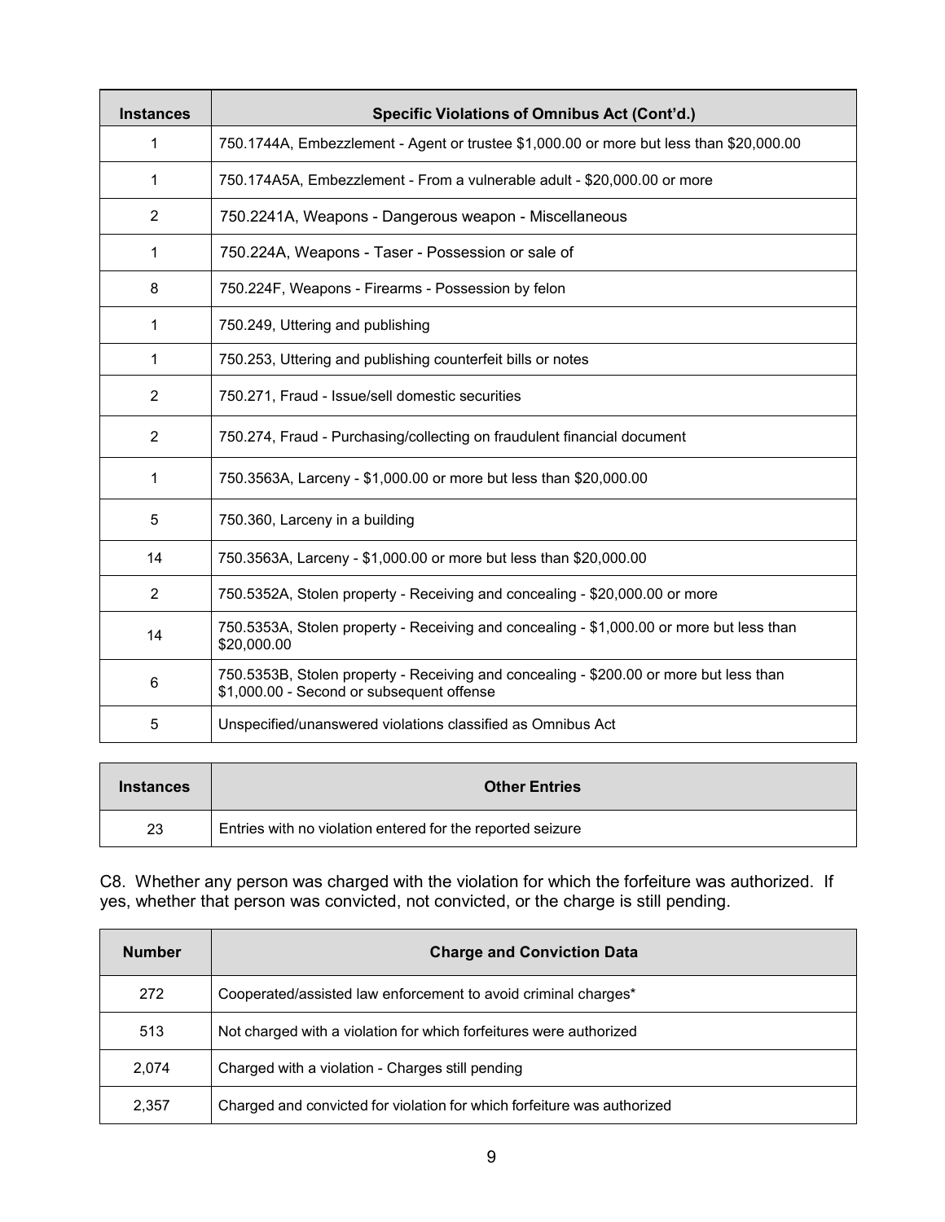| Instances | Specific Violations of Omnibus Act (Cont'd.) |
| --- | --- |
| 1 | 750.1744A, Embezzlement - Agent or trustee $1,000.00 or more but less than $20,000.00 |
| 1 | 750.174A5A, Embezzlement - From a vulnerable adult - $20,000.00 or more |
| 2 | 750.2241A, Weapons - Dangerous weapon - Miscellaneous |
| 1 | 750.224A, Weapons - Taser - Possession or sale of |
| 8 | 750.224F, Weapons - Firearms - Possession by felon |
| 1 | 750.249, Uttering and publishing |
| 1 | 750.253, Uttering and publishing counterfeit bills or notes |
| 2 | 750.271, Fraud - Issue/sell domestic securities |
| 2 | 750.274, Fraud - Purchasing/collecting on fraudulent financial document |
| 1 | 750.3563A, Larceny - $1,000.00 or more but less than $20,000.00 |
| 5 | 750.360, Larceny in a building |
| 14 | 750.3563A, Larceny - $1,000.00 or more but less than $20,000.00 |
| 2 | 750.5352A, Stolen property - Receiving and concealing - $20,000.00 or more |
| 14 | 750.5353A, Stolen property - Receiving and concealing - $1,000.00 or more but less than $20,000.00 |
| 6 | 750.5353B, Stolen property - Receiving and concealing - $200.00 or more but less than $1,000.00 - Second or subsequent offense |
| 5 | Unspecified/unanswered violations classified as Omnibus Act |

| Instances | Other Entries |
| --- | --- |
| 23 | Entries with no violation entered for the reported seizure |

C8. Whether any person was charged with the violation for which the forfeiture was authorized. If yes, whether that person was convicted, not convicted, or the charge is still pending.

| Number | Charge and Conviction Data |
| --- | --- |
| 272 | Cooperated/assisted law enforcement to avoid criminal charges* |
| 513 | Not charged with a violation for which forfeitures were authorized |
| 2,074 | Charged with a violation - Charges still pending |
| 2,357 | Charged and convicted for violation for which forfeiture was authorized |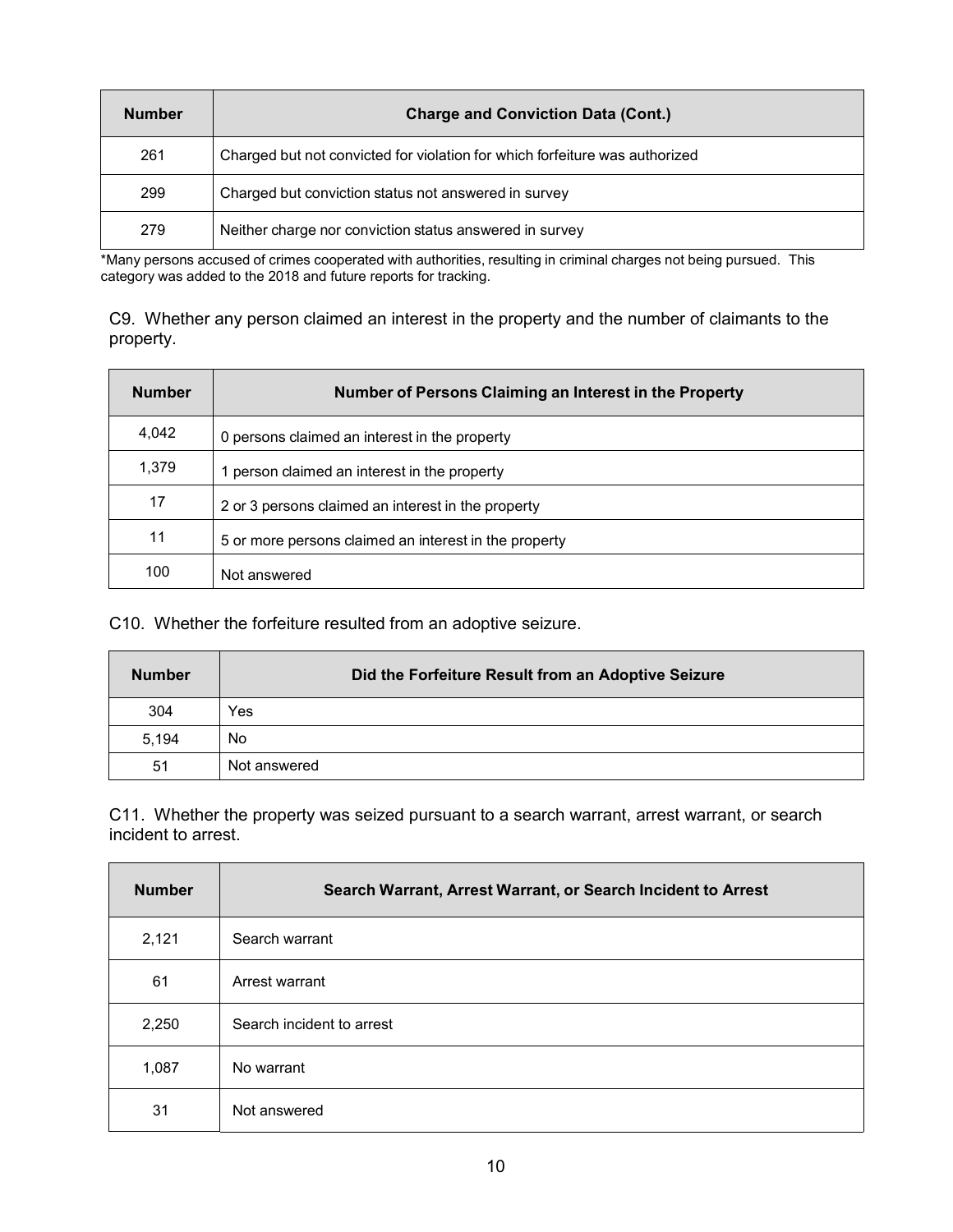| Number | Charge and Conviction Data (Cont.) |
| --- | --- |
| 261 | Charged but not convicted for violation for which forfeiture was authorized |
| 299 | Charged but conviction status not answered in survey |
| 279 | Neither charge nor conviction status answered in survey |

*Many persons accused of crimes cooperated with authorities, resulting in criminal charges not being pursued. This category was added to the 2018 and future reports for tracking.

C9. Whether any person claimed an interest in the property and the number of claimants to the property.

| Number | Number of Persons Claiming an Interest in the Property |
| --- | --- |
| 4,042 | 0 persons claimed an interest in the property |
| 1,379 | 1 person claimed an interest in the property |
| 17 | 2 or 3 persons claimed an interest in the property |
| 11 | 5 or more persons claimed an interest in the property |
| 100 | Not answered |

C10. Whether the forfeiture resulted from an adoptive seizure.

| Number | Did the Forfeiture Result from an Adoptive Seizure |
| --- | --- |
| 304 | Yes |
| 5,194 | No |
| 51 | Not answered |

C11. Whether the property was seized pursuant to a search warrant, arrest warrant, or search incident to arrest.

| Number | Search Warrant, Arrest Warrant, or Search Incident to Arrest |
| --- | --- |
| 2,121 | Search warrant |
| 61 | Arrest warrant |
| 2,250 | Search incident to arrest |
| 1,087 | No warrant |
| 31 | Not answered |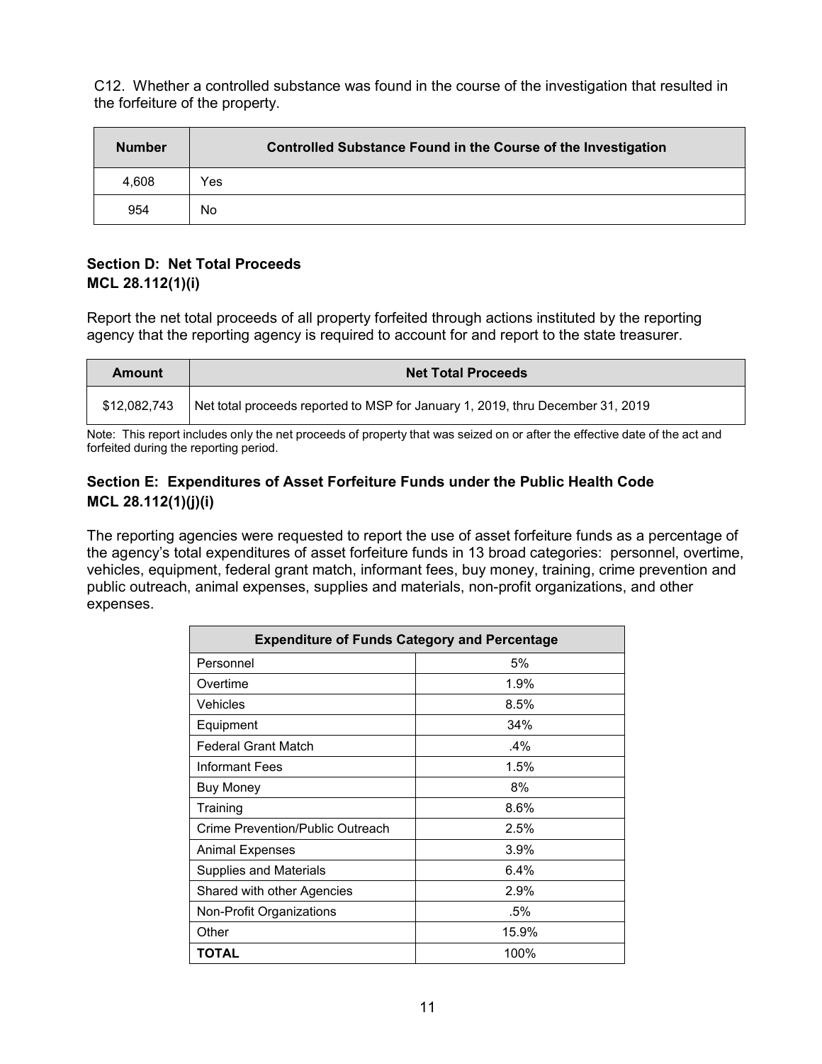C12. Whether a controlled substance was found in the course of the investigation that resulted in the forfeiture of the property.

| Number | Controlled Substance Found in the Course of the Investigation |
|---|---|
| 4,608 | Yes |
| 954 | No |

### Section D: Net Total Proceeds
### MCL 28.112(1)(i)

Report the net total proceeds of all property forfeited through actions instituted by the reporting agency that the reporting agency is required to account for and report to the state treasurer.

| Amount | Net Total Proceeds |
|---|---|
| $12,082,743 | Net total proceeds reported to MSP for January 1, 2019, thru December 31, 2019 |

Note: This report includes only the net proceeds of property that was seized on or after the effective date of the act and forfeited during the reporting period.

### Section E: Expenditures of Asset Forfeiture Funds under the Public Health Code
### MCL 28.112(1)(j)(i)

The reporting agencies were requested to report the use of asset forfeiture funds as a percentage of the agency's total expenditures of asset forfeiture funds in 13 broad categories: personnel, overtime, vehicles, equipment, federal grant match, informant fees, buy money, training, crime prevention and public outreach, animal expenses, supplies and materials, non-profit organizations, and other expenses.

| Expenditure of Funds Category and Percentage | |
|---|---|
| Personnel | 5% |
| Overtime | 1.9% |
| Vehicles | 8.5% |
| Equipment | 34% |
| Federal Grant Match | .4% |
| Informant Fees | 1.5% |
| Buy Money | 8% |
| Training | 8.6% |
| Crime Prevention/Public Outreach | 2.5% |
| Animal Expenses | 3.9% |
| Supplies and Materials | 6.4% |
| Shared with other Agencies | 2.9% |
| Non-Profit Organizations | .5% |
| Other | 15.9% |
| **TOTAL** | 100% |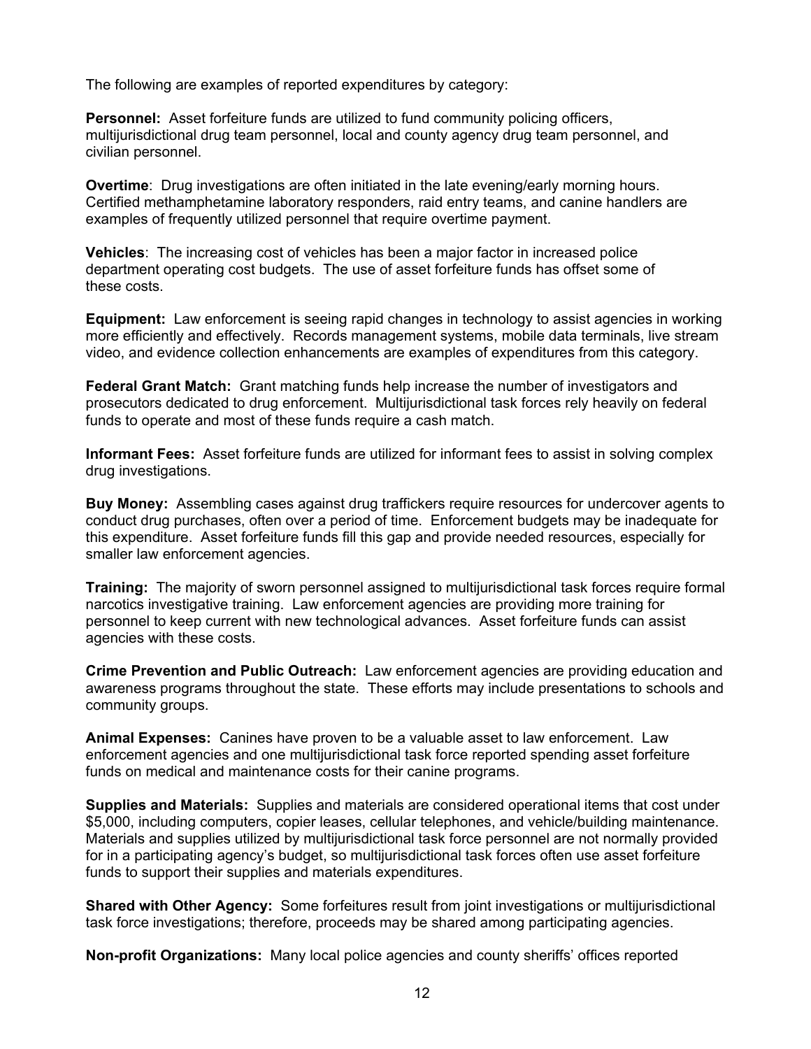The following are examples of reported expenditures by category:

**Personnel:** Asset forfeiture funds are utilized to fund community policing officers, multijurisdictional drug team personnel, local and county agency drug team personnel, and civilian personnel.

**Overtime**: Drug investigations are often initiated in the late evening/early morning hours. Certified methamphetamine laboratory responders, raid entry teams, and canine handlers are examples of frequently utilized personnel that require overtime payment.

**Vehicles**: The increasing cost of vehicles has been a major factor in increased police department operating cost budgets. The use of asset forfeiture funds has offset some of these costs.

**Equipment:** Law enforcement is seeing rapid changes in technology to assist agencies in working more efficiently and effectively. Records management systems, mobile data terminals, live stream video, and evidence collection enhancements are examples of expenditures from this category.

**Federal Grant Match:** Grant matching funds help increase the number of investigators and prosecutors dedicated to drug enforcement. Multijurisdictional task forces rely heavily on federal funds to operate and most of these funds require a cash match.

**Informant Fees:** Asset forfeiture funds are utilized for informant fees to assist in solving complex drug investigations.

**Buy Money:** Assembling cases against drug traffickers require resources for undercover agents to conduct drug purchases, often over a period of time. Enforcement budgets may be inadequate for this expenditure. Asset forfeiture funds fill this gap and provide needed resources, especially for smaller law enforcement agencies.

**Training:** The majority of sworn personnel assigned to multijurisdictional task forces require formal narcotics investigative training. Law enforcement agencies are providing more training for personnel to keep current with new technological advances. Asset forfeiture funds can assist agencies with these costs.

**Crime Prevention and Public Outreach:** Law enforcement agencies are providing education and awareness programs throughout the state. These efforts may include presentations to schools and community groups.

**Animal Expenses:** Canines have proven to be a valuable asset to law enforcement. Law enforcement agencies and one multijurisdictional task force reported spending asset forfeiture funds on medical and maintenance costs for their canine programs.

**Supplies and Materials:** Supplies and materials are considered operational items that cost under $5,000, including computers, copier leases, cellular telephones, and vehicle/building maintenance. Materials and supplies utilized by multijurisdictional task force personnel are not normally provided for in a participating agency's budget, so multijurisdictional task forces often use asset forfeiture funds to support their supplies and materials expenditures.

**Shared with Other Agency:** Some forfeitures result from joint investigations or multijurisdictional task force investigations; therefore, proceeds may be shared among participating agencies.

**Non-profit Organizations:** Many local police agencies and county sheriffs' offices reported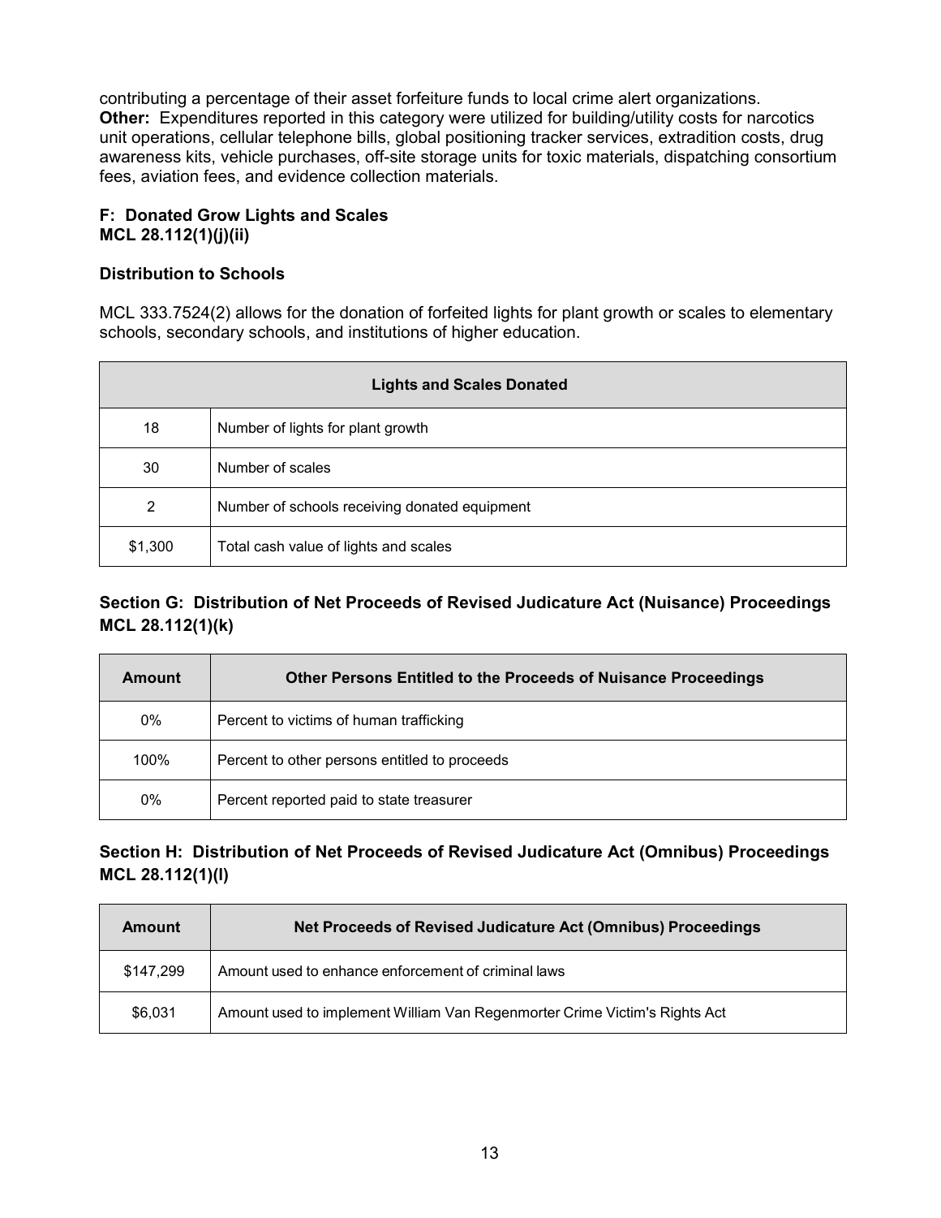contributing a percentage of their asset forfeiture funds to local crime alert organizations.
**Other:** Expenditures reported in this category were utilized for building/utility costs for narcotics unit operations, cellular telephone bills, global positioning tracker services, extradition costs, drug awareness kits, vehicle purchases, off-site storage units for toxic materials, dispatching consortium fees, aviation fees, and evidence collection materials.

### F: Donated Grow Lights and Scales
### MCL 28.112(1)(j)(ii)

**Distribution to Schools**

MCL 333.7524(2) allows for the donation of forfeited lights for plant growth or scales to elementary schools, secondary schools, and institutions of higher education.

| Lights and Scales Donated | |
|---|---|
| 18 | Number of lights for plant growth |
| 30 | Number of scales |
| 2 | Number of schools receiving donated equipment |
| $1,300 | Total cash value of lights and scales |

### Section G: Distribution of Net Proceeds of Revised Judicature Act (Nuisance) Proceedings MCL 28.112(1)(k)

| Amount | Other Persons Entitled to the Proceeds of Nuisance Proceedings |
|---|---|
| 0% | Percent to victims of human trafficking |
| 100% | Percent to other persons entitled to proceeds |
| 0% | Percent reported paid to state treasurer |

### Section H: Distribution of Net Proceeds of Revised Judicature Act (Omnibus) Proceedings MCL 28.112(1)(l)

| Amount | Net Proceeds of Revised Judicature Act (Omnibus) Proceedings |
|---|---|
| $147,299 | Amount used to enhance enforcement of criminal laws |
| $6,031 | Amount used to implement William Van Regenmorter Crime Victim's Rights Act |